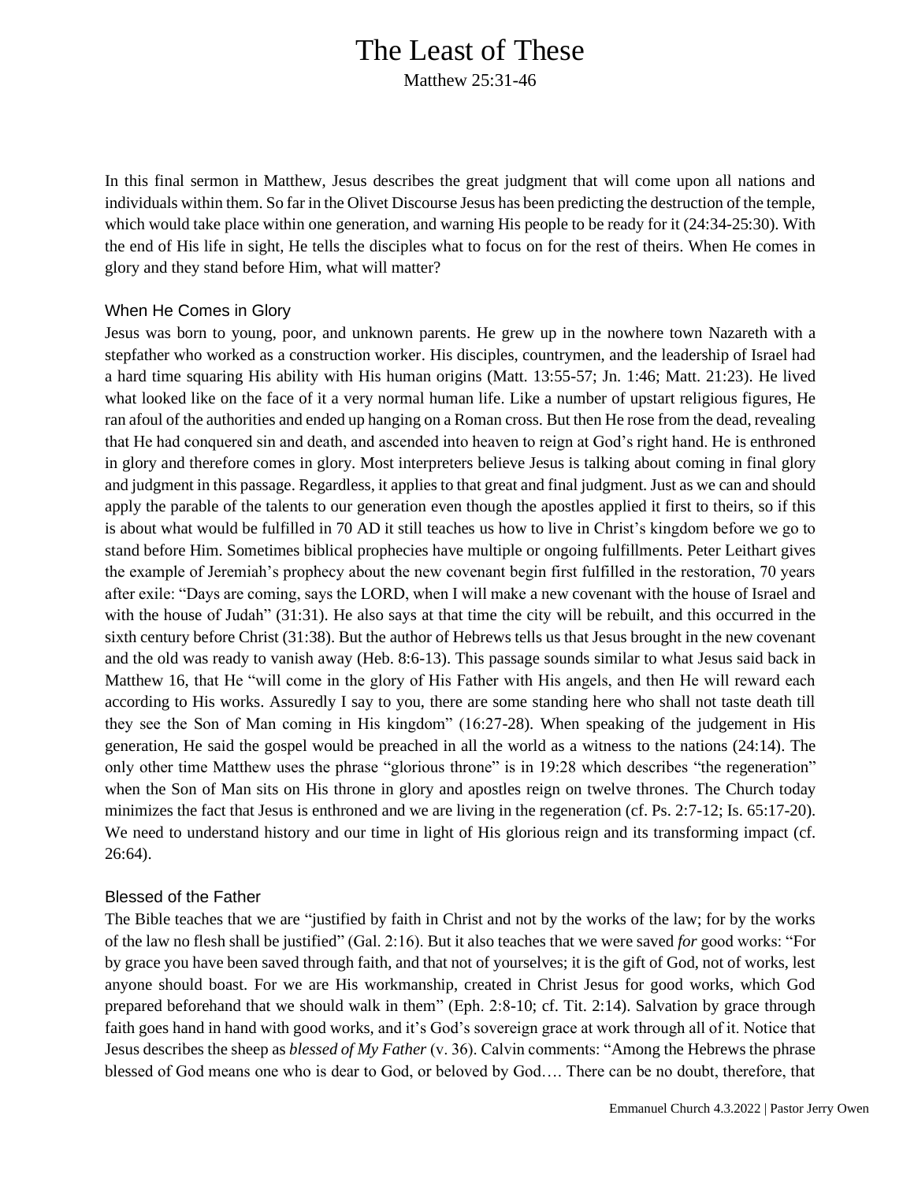# The Least of These

Matthew 25:31-46

In this final sermon in Matthew, Jesus describes the great judgment that will come upon all nations and individuals within them. So far in the Olivet Discourse Jesus has been predicting the destruction of the temple, which would take place within one generation, and warning His people to be ready for it (24:34-25:30). With the end of His life in sight, He tells the disciples what to focus on for the rest of theirs. When He comes in glory and they stand before Him, what will matter?

## When He Comes in Glory

Jesus was born to young, poor, and unknown parents. He grew up in the nowhere town Nazareth with a stepfather who worked as a construction worker. His disciples, countrymen, and the leadership of Israel had a hard time squaring His ability with His human origins (Matt. 13:55-57; Jn. 1:46; Matt. 21:23). He lived what looked like on the face of it a very normal human life. Like a number of upstart religious figures, He ran afoul of the authorities and ended up hanging on a Roman cross. But then He rose from the dead, revealing that He had conquered sin and death, and ascended into heaven to reign at God's right hand. He is enthroned in glory and therefore comes in glory. Most interpreters believe Jesus is talking about coming in final glory and judgment in this passage. Regardless, it applies to that great and final judgment. Just as we can and should apply the parable of the talents to our generation even though the apostles applied it first to theirs, so if this is about what would be fulfilled in 70 AD it still teaches us how to live in Christ's kingdom before we go to stand before Him. Sometimes biblical prophecies have multiple or ongoing fulfillments. Peter Leithart gives the example of Jeremiah's prophecy about the new covenant begin first fulfilled in the restoration, 70 years after exile: "Days are coming, says the LORD, when I will make a new covenant with the house of Israel and with the house of Judah" (31:31). He also says at that time the city will be rebuilt, and this occurred in the sixth century before Christ (31:38). But the author of Hebrews tells us that Jesus brought in the new covenant and the old was ready to vanish away (Heb. 8:6-13). This passage sounds similar to what Jesus said back in Matthew 16, that He "will come in the glory of His Father with His angels, and then He will reward each according to His works. Assuredly I say to you, there are some standing here who shall not taste death till they see the Son of Man coming in His kingdom" (16:27-28). When speaking of the judgement in His generation, He said the gospel would be preached in all the world as a witness to the nations (24:14). The only other time Matthew uses the phrase "glorious throne" is in 19:28 which describes "the regeneration" when the Son of Man sits on His throne in glory and apostles reign on twelve thrones. The Church today minimizes the fact that Jesus is enthroned and we are living in the regeneration (cf. Ps. 2:7-12; Is. 65:17-20). We need to understand history and our time in light of His glorious reign and its transforming impact (cf. 26:64).

## Blessed of the Father

The Bible teaches that we are "justified by faith in Christ and not by the works of the law; for by the works of the law no flesh shall be justified" (Gal. 2:16). But it also teaches that we were saved *for* good works: "For by grace you have been saved through faith, and that not of yourselves; it is the gift of God, not of works, lest anyone should boast. For we are His workmanship, created in Christ Jesus for good works, which God prepared beforehand that we should walk in them" (Eph. 2:8-10; cf. Tit. 2:14). Salvation by grace through faith goes hand in hand with good works, and it's God's sovereign grace at work through all of it. Notice that Jesus describes the sheep as *blessed of My Father* (v. 36). Calvin comments: "Among the Hebrews the phrase blessed of God means one who is dear to God, or beloved by God…. There can be no doubt, therefore, that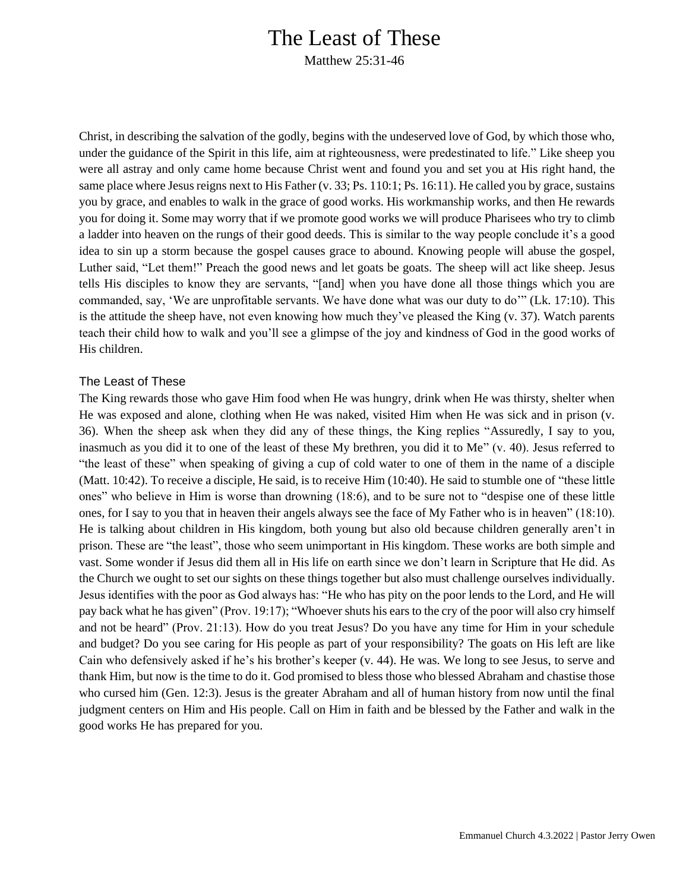# The Least of These

Matthew 25:31-46

Christ, in describing the salvation of the godly, begins with the undeserved love of God, by which those who, under the guidance of the Spirit in this life, aim at righteousness, were predestinated to life." Like sheep you were all astray and only came home because Christ went and found you and set you at His right hand, the same place where Jesus reigns next to His Father (v. 33; Ps. 110:1; Ps. 16:11). He called you by grace, sustains you by grace, and enables to walk in the grace of good works. His workmanship works, and then He rewards you for doing it. Some may worry that if we promote good works we will produce Pharisees who try to climb a ladder into heaven on the rungs of their good deeds. This is similar to the way people conclude it's a good idea to sin up a storm because the gospel causes grace to abound. Knowing people will abuse the gospel, Luther said, "Let them!" Preach the good news and let goats be goats. The sheep will act like sheep. Jesus tells His disciples to know they are servants, "[and] when you have done all those things which you are commanded, say, 'We are unprofitable servants. We have done what was our duty to do'" (Lk. 17:10). This is the attitude the sheep have, not even knowing how much they've pleased the King (v. 37). Watch parents teach their child how to walk and you'll see a glimpse of the joy and kindness of God in the good works of His children.

## The Least of These

The King rewards those who gave Him food when He was hungry, drink when He was thirsty, shelter when He was exposed and alone, clothing when He was naked, visited Him when He was sick and in prison (v. 36). When the sheep ask when they did any of these things, the King replies "Assuredly, I say to you, inasmuch as you did it to one of the least of these My brethren, you did it to Me" (v. 40). Jesus referred to "the least of these" when speaking of giving a cup of cold water to one of them in the name of a disciple (Matt. 10:42). To receive a disciple, He said, is to receive Him (10:40). He said to stumble one of "these little ones" who believe in Him is worse than drowning (18:6), and to be sure not to "despise one of these little ones, for I say to you that in heaven their angels always see the face of My Father who is in heaven" (18:10). He is talking about children in His kingdom, both young but also old because children generally aren't in prison. These are "the least", those who seem unimportant in His kingdom. These works are both simple and vast. Some wonder if Jesus did them all in His life on earth since we don't learn in Scripture that He did. As the Church we ought to set our sights on these things together but also must challenge ourselves individually. Jesus identifies with the poor as God always has: "He who has pity on the poor lends to the Lord, and He will pay back what he has given" (Prov. 19:17); "Whoever shuts his ears to the cry of the poor will also cry himself and not be heard" (Prov. 21:13). How do you treat Jesus? Do you have any time for Him in your schedule and budget? Do you see caring for His people as part of your responsibility? The goats on His left are like Cain who defensively asked if he's his brother's keeper (v. 44). He was. We long to see Jesus, to serve and thank Him, but now is the time to do it. God promised to bless those who blessed Abraham and chastise those who cursed him (Gen. 12:3). Jesus is the greater Abraham and all of human history from now until the final judgment centers on Him and His people. Call on Him in faith and be blessed by the Father and walk in the good works He has prepared for you.